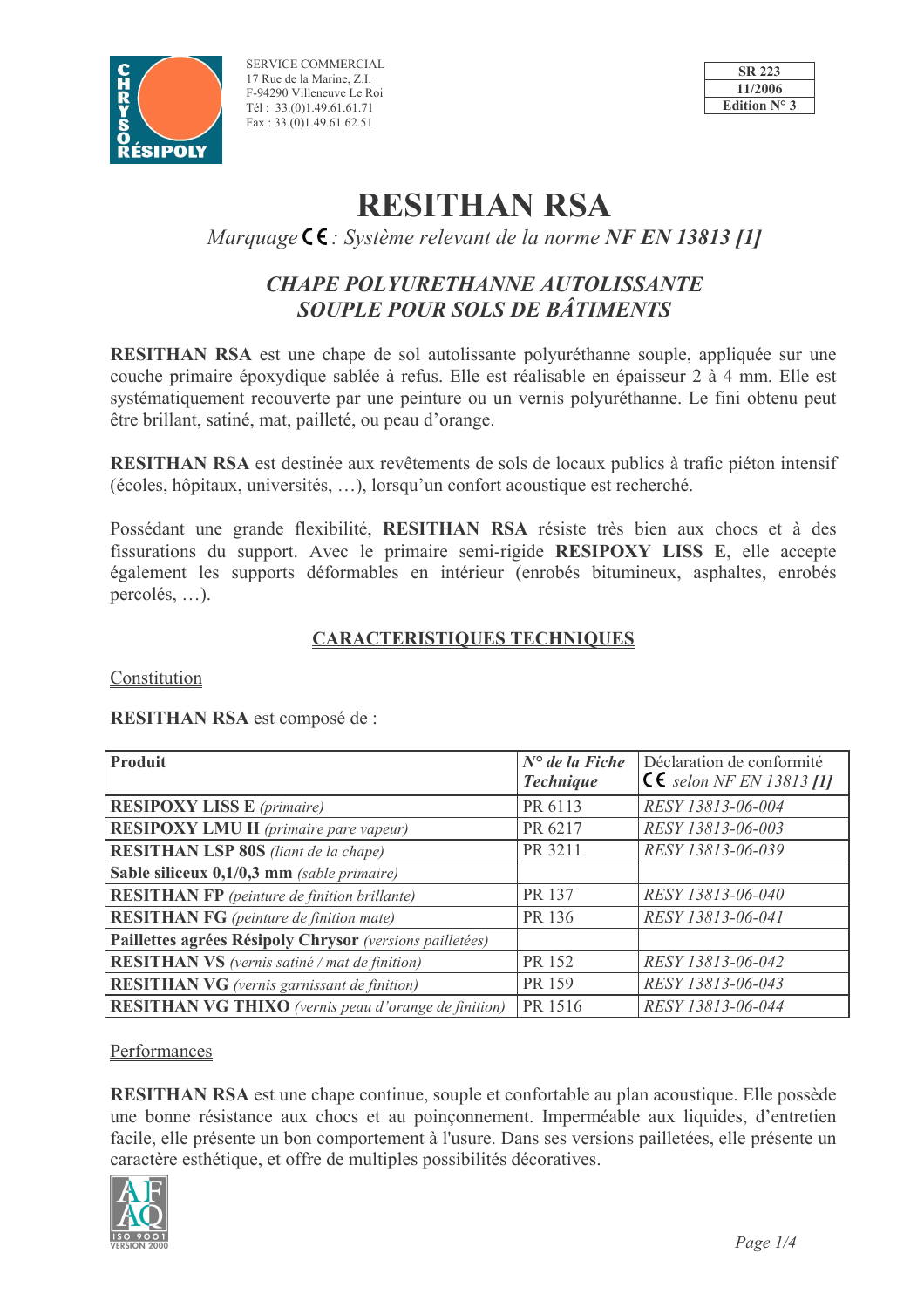SERVICE COMMERCIAL
17 Rue de la Marine, Z.I.
F-94290 Villeneuve Le Roi
Tél : 33.(0)1.49.61.61.71
Fax : 33.(0)1.49.61.62.51

| SR 223 |
|---|
| 11/2006 |
| Edition N° 3 |

# RESITHAN RSA

*Marquage CE : Système relevant de la norme* ***NF EN 13813 [1]***

## *CHAPE POLYURETHANNE AUTOLISSANTE SOUPLE POUR SOLS DE BÂTIMENTS*

**RESITHAN RSA** est une chape de sol autolissante polyuréthanne souple, appliquée sur une couche primaire époxydique sablée à refus. Elle est réalisable en épaisseur 2 à 4 mm. Elle est systématiquement recouverte par une peinture ou un vernis polyuréthanne. Le fini obtenu peut être brillant, satiné, mat, pailleté, ou peau d'orange.

**RESITHAN RSA** est destinée aux revêtements de sols de locaux publics à trafic piéton intensif (écoles, hôpitaux, universités, …), lorsqu'un confort acoustique est recherché.

Possédant une grande flexibilité, **RESITHAN RSA** résiste très bien aux chocs et à des fissurations du support. Avec le primaire semi-rigide **RESIPOXY LISS E**, elle accepte également les supports déformables en intérieur (enrobés bitumineux, asphaltes, enrobés percolés, …).

## CARACTERISTIQUES TECHNIQUES

### Constitution

**RESITHAN RSA** est composé de :

| Produit | *N° de la Fiche Technique* | Déclaration de conformité CE *selon NF EN 13813* ***[1]*** |
|---|---|---|
| **RESIPOXY LISS E** *(primaire)* | PR 6113 | *RESY 13813-06-004* |
| **RESIPOXY LMU H** *(primaire pare vapeur)* | PR 6217 | *RESY 13813-06-003* |
| **RESITHAN LSP 80S** *(liant de la chape)* | PR 3211 | *RESY 13813-06-039* |
| **Sable siliceux 0,1/0,3 mm** *(sable primaire)* | | |
| **RESITHAN FP** *(peinture de finition brillante)* | PR 137 | *RESY 13813-06-040* |
| **RESITHAN FG** *(peinture de finition mate)* | PR 136 | *RESY 13813-06-041* |
| **Paillettes agrées Résipoly Chrysor** *(versions pailletées)* | | |
| **RESITHAN VS** *(vernis satiné / mat de finition)* | PR 152 | *RESY 13813-06-042* |
| **RESITHAN VG** *(vernis garnissant de finition)* | PR 159 | *RESY 13813-06-043* |
| **RESITHAN VG THIXO** *(vernis peau d'orange de finition)* | PR 1516 | *RESY 13813-06-044* |

### Performances

**RESITHAN RSA** est une chape continue, souple et confortable au plan acoustique. Elle possède une bonne résistance aux chocs et au poinçonnement. Imperméable aux liquides, d'entretien facile, elle présente un bon comportement à l'usure. Dans ses versions pailletées, elle présente un caractère esthétique, et offre de multiples possibilités décoratives.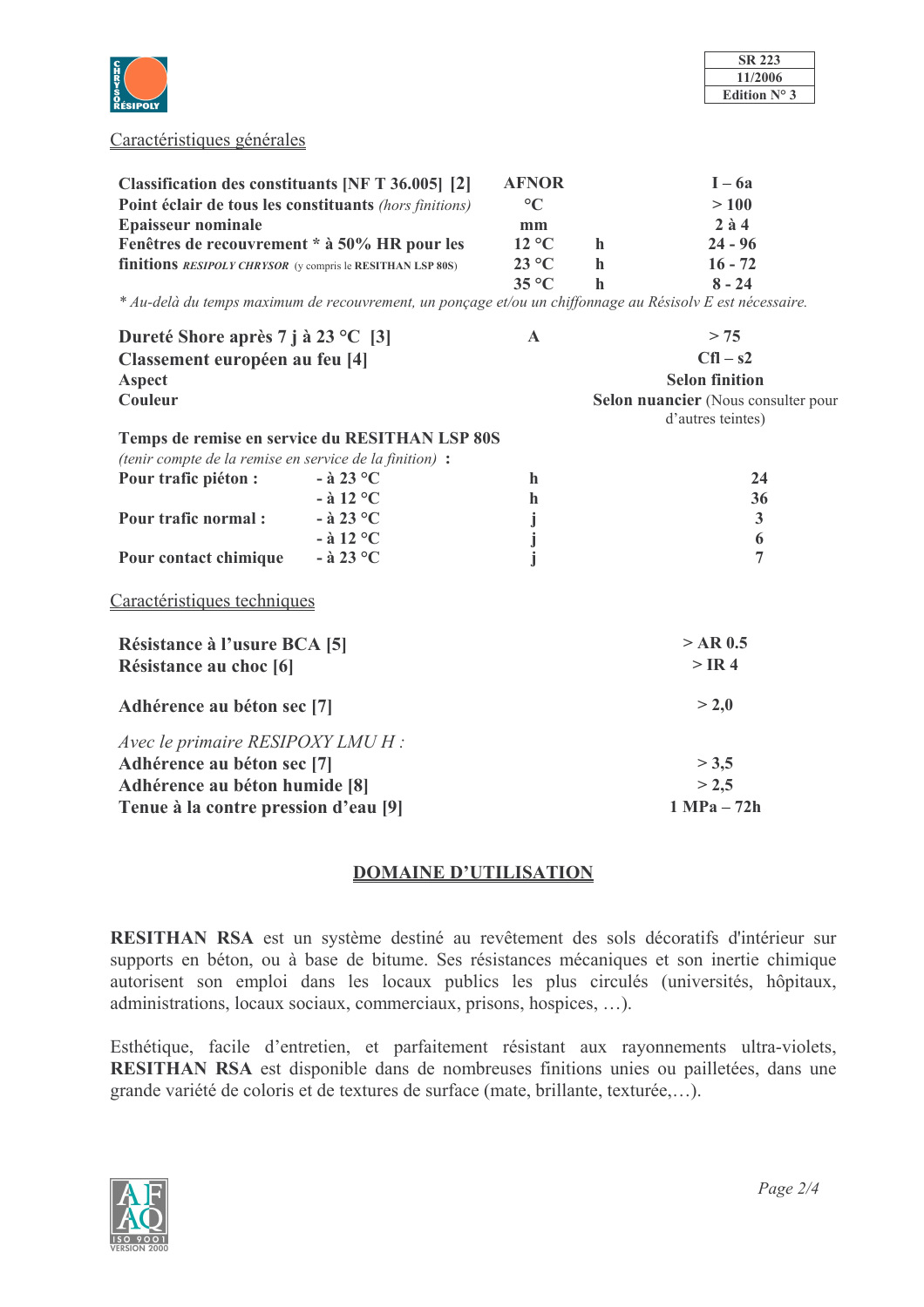## Caractéristiques générales

| | | | |
|---|---|---|---|
| **Classification des constituants [NF T 36.005] [2]** | **AFNOR** | | **I – 6a** |
| **Point éclair de tous les constituants** *(hors finitions)* | **°C** | | **> 100** |
| **Epaisseur nominale** | **mm** | | **2 à 4** |
| **Fenêtres de recouvrement * à 50% HR pour les finitions** ***RESIPOLY CHRYSOR*** (y compris le **RESITHAN LSP 80S**) | **12 °C** | **h** | **24 - 96** |
| | **23 °C** | **h** | **16 - 72** |
| | **35 °C** | **h** | **8 - 24** |

*\* Au-delà du temps maximum de recouvrement, un ponçage et/ou un chiffonnage au Résisolv E est nécessaire.*

| | | |
|---|---|---|
| **Dureté Shore après 7 j à 23 °C [3]** | **A** | **> 75** |
| **Classement européen au feu [4]** | | **Cfl – s2** |
| **Aspect** | | **Selon finition** |
| **Couleur** | | **Selon nuancier** (Nous consulter pour d'autres teintes) |

**Temps de remise en service du RESITHAN LSP 80S**
*(tenir compte de la remise en service de la finition)* **:**

| | | | |
|---|---|---|---|
| **Pour trafic piéton :** | **- à 23 °C** | **h** | **24** |
| | **- à 12 °C** | **h** | **36** |
| **Pour trafic normal :** | **- à 23 °C** | **j** | **3** |
| | **- à 12 °C** | **j** | **6** |
| **Pour contact chimique** | **- à 23 °C** | **j** | **7** |

## Caractéristiques techniques

| | |
|---|---|
| **Résistance à l'usure BCA [5]** | **> AR 0.5** |
| **Résistance au choc [6]** | **> IR 4** |
| **Adhérence au béton sec [7]** | **> 2,0** |
| *Avec le primaire RESIPOXY LMU H :* | |
| **Adhérence au béton sec [7]** | **> 3,5** |
| **Adhérence au béton humide [8]** | **> 2,5** |
| **Tenue à la contre pression d'eau [9]** | **1 MPa – 72h** |

## DOMAINE D'UTILISATION

**RESITHAN RSA** est un système destiné au revêtement des sols décoratifs d'intérieur sur supports en béton, ou à base de bitume. Ses résistances mécaniques et son inertie chimique autorisent son emploi dans les locaux publics les plus circulés (universités, hôpitaux, administrations, locaux sociaux, commerciaux, prisons, hospices, …).

Esthétique, facile d'entretien, et parfaitement résistant aux rayonnements ultra-violets, **RESITHAN RSA** est disponible dans de nombreuses finitions unies ou pailletées, dans une grande variété de coloris et de textures de surface (mate, brillante, texturée,…).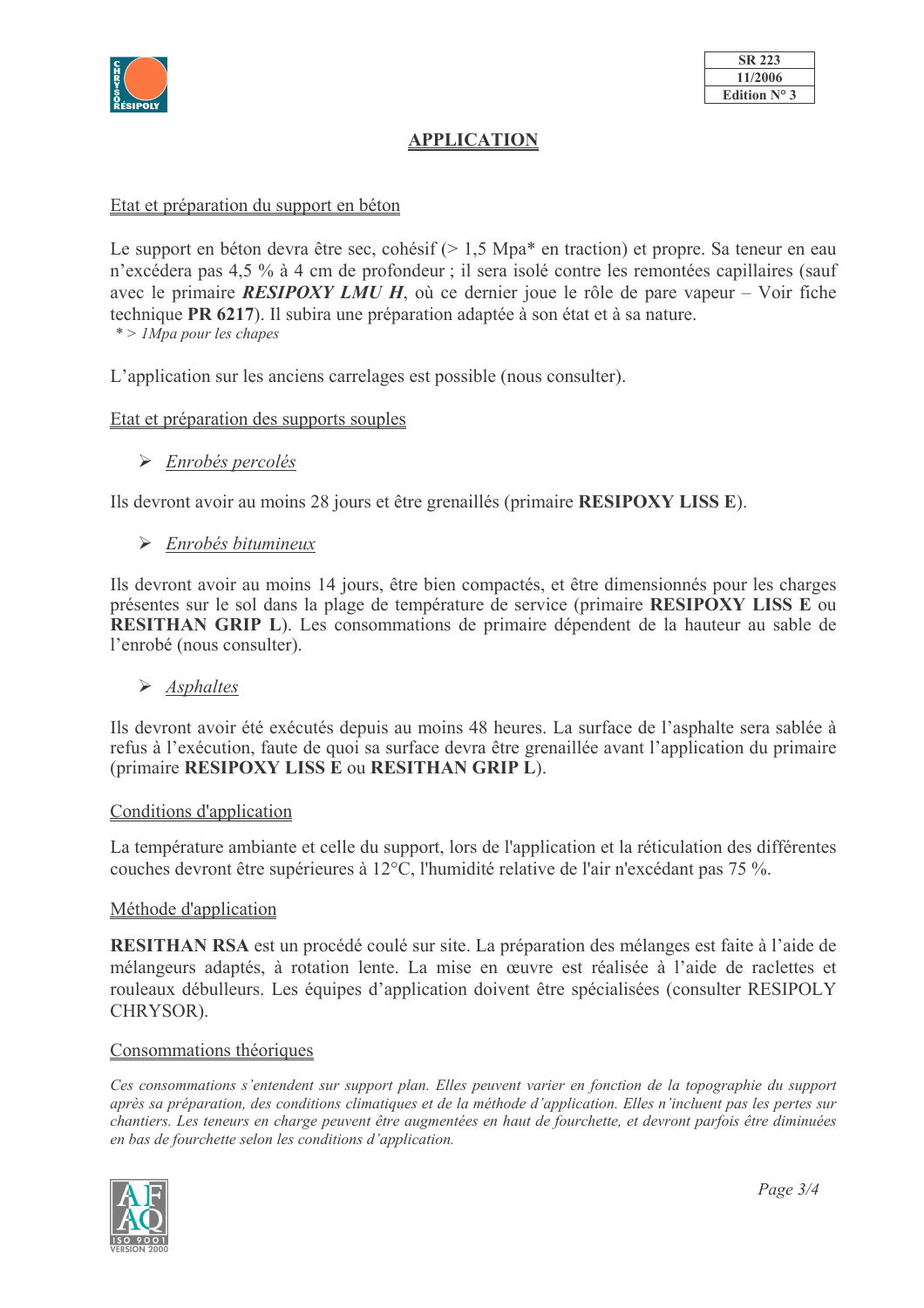# APPLICATION

Etat et préparation du support en béton

Le support en béton devra être sec, cohésif (> 1,5 Mpa* en traction) et propre. Sa teneur en eau n'excédera pas 4,5 % à 4 cm de profondeur ; il sera isolé contre les remontées capillaires (sauf avec le primaire ***RESIPOXY LMU H***, où ce dernier joue le rôle de pare vapeur – Voir fiche technique **PR 6217**). Il subira une préparation adaptée à son état et à sa nature.

*\* > 1Mpa pour les chapes*

L'application sur les anciens carrelages est possible (nous consulter).

Etat et préparation des supports souples

- *Enrobés percolés*

Ils devront avoir au moins 28 jours et être grenaillés (primaire **RESIPOXY LISS E**).

- *Enrobés bitumineux*

Ils devront avoir au moins 14 jours, être bien compactés, et être dimensionnés pour les charges présentes sur le sol dans la plage de température de service (primaire **RESIPOXY LISS E** ou **RESITHAN GRIP L**). Les consommations de primaire dépendent de la hauteur au sable de l'enrobé (nous consulter).

- *Asphaltes*

Ils devront avoir été exécutés depuis au moins 48 heures. La surface de l'asphalte sera sablée à refus à l'exécution, faute de quoi sa surface devra être grenaillée avant l'application du primaire (primaire **RESIPOXY LISS E** ou **RESITHAN GRIP L**).

Conditions d'application

La température ambiante et celle du support, lors de l'application et la réticulation des différentes couches devront être supérieures à 12°C, l'humidité relative de l'air n'excédant pas 75 %.

Méthode d'application

**RESITHAN RSA** est un procédé coulé sur site. La préparation des mélanges est faite à l'aide de mélangeurs adaptés, à rotation lente. La mise en œuvre est réalisée à l'aide de raclettes et rouleaux débulleurs. Les équipes d'application doivent être spécialisées (consulter RESIPOLY CHRYSOR).

Consommations théoriques

*Ces consommations s'entendent sur support plan. Elles peuvent varier en fonction de la topographie du support après sa préparation, des conditions climatiques et de la méthode d'application. Elles n'incluent pas les pertes sur chantiers. Les teneurs en charge peuvent être augmentées en haut de fourchette, et devront parfois être diminuées en bas de fourchette selon les conditions d'application.*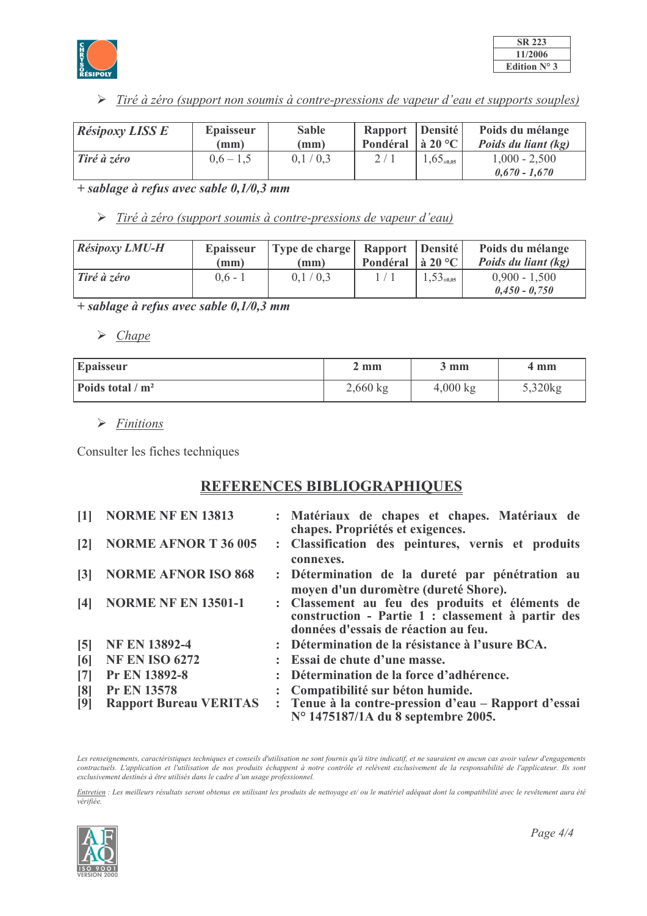- *Tiré à zéro (support non soumis à contre-pressions de vapeur d'eau et supports souples)*

| ***Résipoxy LISS E*** | **Epaisseur (mm)** | **Sable (mm)** | **Rapport Pondéral** | **Densité à 20 °C** | **Poids du mélange** ***Poids du liant (kg)*** |
|---|---|---|---|---|---|
| ***Tiré à zéro*** | 0,6 – 1,5 | 0,1 / 0,3 | 2 / 1 | $1{,}65_{\pm 0{,}05}$ | 1,000 - 2,500 ***0,670 - 1,670*** |

***+ sablage à refus avec sable 0,1/0,3 mm***

- *Tiré à zéro (support soumis à contre-pressions de vapeur d'eau)*

| ***Résipoxy LMU-H*** | **Epaisseur (mm)** | **Type de charge (mm)** | **Rapport Pondéral** | **Densité à 20 °C** | **Poids du mélange** ***Poids du liant (kg)*** |
|---|---|---|---|---|---|
| ***Tiré à zéro*** | 0,6 - 1 | 0,1 / 0,3 | 1 / 1 | $1{,}53_{\pm 0{,}05}$ | 0,900 - 1,500 ***0,450 - 0,750*** |

***+ sablage à refus avec sable 0,1/0,3 mm***

- *Chape*

| **Epaisseur** | **2 mm** | **3 mm** | **4 mm** |
|---|---|---|---|
| **Poids total / m²** | 2,660 kg | 4,000 kg | 5,320kg |

- *Finitions*

Consulter les fiches techniques

## REFERENCES BIBLIOGRAPHIQUES

**[1] NORME NF EN 13813 : Matériaux de chapes et chapes. Matériaux de chapes. Propriétés et exigences.**

**[2] NORME AFNOR T 36 005 : Classification des peintures, vernis et produits connexes.**

**[3] NORME AFNOR ISO 868 : Détermination de la dureté par pénétration au moyen d'un duromètre (dureté Shore).**

**[4] NORME NF EN 13501-1 : Classement au feu des produits et éléments de construction - Partie 1 : classement à partir des données d'essais de réaction au feu.**

**[5] NF EN 13892-4 : Détermination de la résistance à l'usure BCA.**

**[6] NF EN ISO 6272 : Essai de chute d'une masse.**

**[7] Pr EN 13892-8 : Détermination de la force d'adhérence.**

**[8] Pr EN 13578 : Compatibilité sur béton humide.**

**[9] Rapport Bureau VERITAS : Tenue à la contre-pression d'eau – Rapport d'essai N° 1475187/1A du 8 septembre 2005.**

*Les renseignements, caractéristiques techniques et conseils d'utilisation ne sont fournis qu'à titre indicatif, et ne sauraient en aucun cas avoir valeur d'engagements contractuels. L'application et l'utilisation de nos produits échappent à notre contrôle et relèvent exclusivement de la responsabilité de l'applicateur. Ils sont exclusivement destinés à être utilisés dans le cadre d'un usage professionnel.*

*Entretien : Les meilleurs résultats seront obtenus en utilisant les produits de nettoyage et/ ou le matériel adéquat dont la compatibilité avec le revêtement aura été vérifiée.*